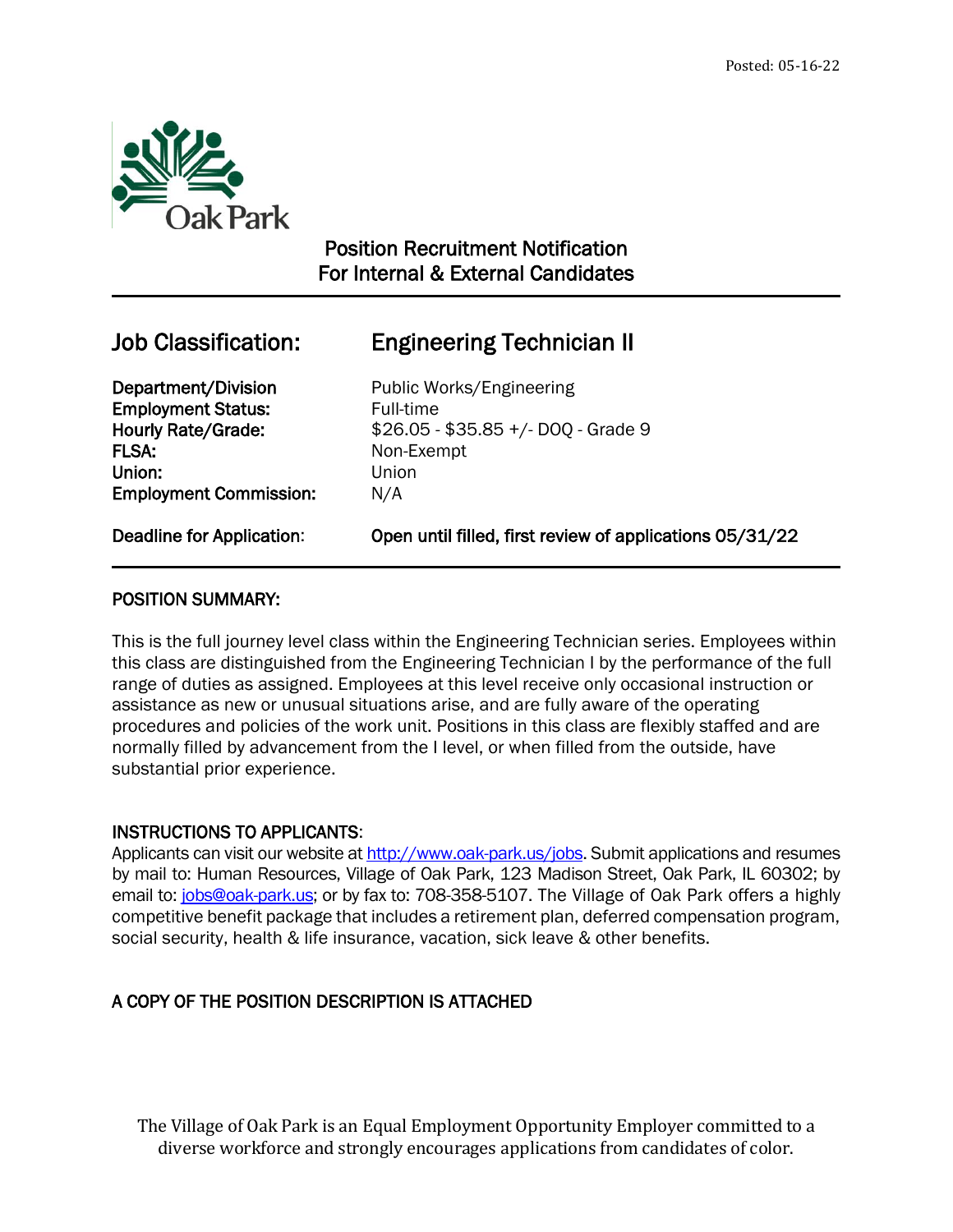Posted: 05-16-22

Oak Park

## Position Recruitment Notification
## For Internal & External Candidates

---

| Job Classification: | Engineering Technician II |
|---|---|
| **Department/Division** | Public Works/Engineering |
| **Employment Status:** | Full-time |
| **Hourly Rate/Grade:** | $26.05 - $35.85 +/- DOQ - Grade 9 |
| **FLSA:** | Non-Exempt |
| **Union:** | Union |
| **Employment Commission:** | N/A |
| **Deadline for Application:** | **Open until filled, first review of applications 05/31/22** |

---

### POSITION SUMMARY:

This is the full journey level class within the Engineering Technician series. Employees within this class are distinguished from the Engineering Technician I by the performance of the full range of duties as assigned. Employees at this level receive only occasional instruction or assistance as new or unusual situations arise, and are fully aware of the operating procedures and policies of the work unit. Positions in this class are flexibly staffed and are normally filled by advancement from the I level, or when filled from the outside, have substantial prior experience.

### INSTRUCTIONS TO APPLICANTS:

Applicants can visit our website at http://www.oak-park.us/jobs. Submit applications and resumes by mail to: Human Resources, Village of Oak Park, 123 Madison Street, Oak Park, IL 60302; by email to: jobs@oak-park.us; or by fax to: 708-358-5107. The Village of Oak Park offers a highly competitive benefit package that includes a retirement plan, deferred compensation program, social security, health & life insurance, vacation, sick leave & other benefits.

### A COPY OF THE POSITION DESCRIPTION IS ATTACHED

The Village of Oak Park is an Equal Employment Opportunity Employer committed to a diverse workforce and strongly encourages applications from candidates of color.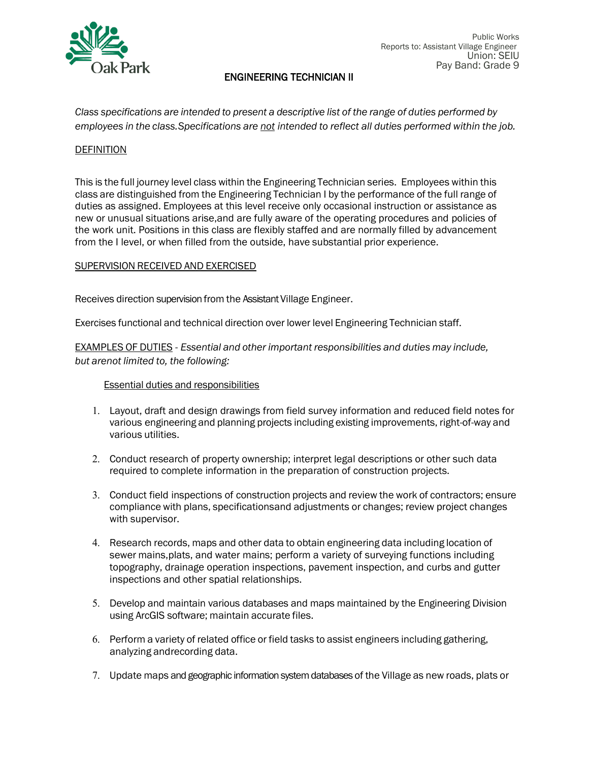Public Works
Reports to: Assistant Village Engineer
Union: SEIU
Pay Band: Grade 9

# ENGINEERING TECHNICIAN II

*Class specifications are intended to present a descriptive list of the range of duties performed by employees in the class.Specifications are not intended to reflect all duties performed within the job.*

## DEFINITION

This is the full journey level class within the Engineering Technician series. Employees within this class are distinguished from the Engineering Technician I by the performance of the full range of duties as assigned. Employees at this level receive only occasional instruction or assistance as new or unusual situations arise,and are fully aware of the operating procedures and policies of the work unit. Positions in this class are flexibly staffed and are normally filled by advancement from the I level, or when filled from the outside, have substantial prior experience.

## SUPERVISION RECEIVED AND EXERCISED

Receives direction supervision from the Assistant Village Engineer.

Exercises functional and technical direction over lower level Engineering Technician staff.

## EXAMPLES OF DUTIES - *Essential and other important responsibilities and duties may include, but arenot limited to, the following:*

### Essential duties and responsibilities

1. Layout, draft and design drawings from field survey information and reduced field notes for various engineering and planning projects including existing improvements, right-of-way and various utilities.
2. Conduct research of property ownership; interpret legal descriptions or other such data required to complete information in the preparation of construction projects.
3. Conduct field inspections of construction projects and review the work of contractors; ensure compliance with plans, specificationsand adjustments or changes; review project changes with supervisor.
4. Research records, maps and other data to obtain engineering data including location of sewer mains,plats, and water mains; perform a variety of surveying functions including topography, drainage operation inspections, pavement inspection, and curbs and gutter inspections and other spatial relationships.
5. Develop and maintain various databases and maps maintained by the Engineering Division using ArcGIS software; maintain accurate files.
6. Perform a variety of related office or field tasks to assist engineers including gathering, analyzing andrecording data.
7. Update maps and geographic information system databases of the Village as new roads, plats or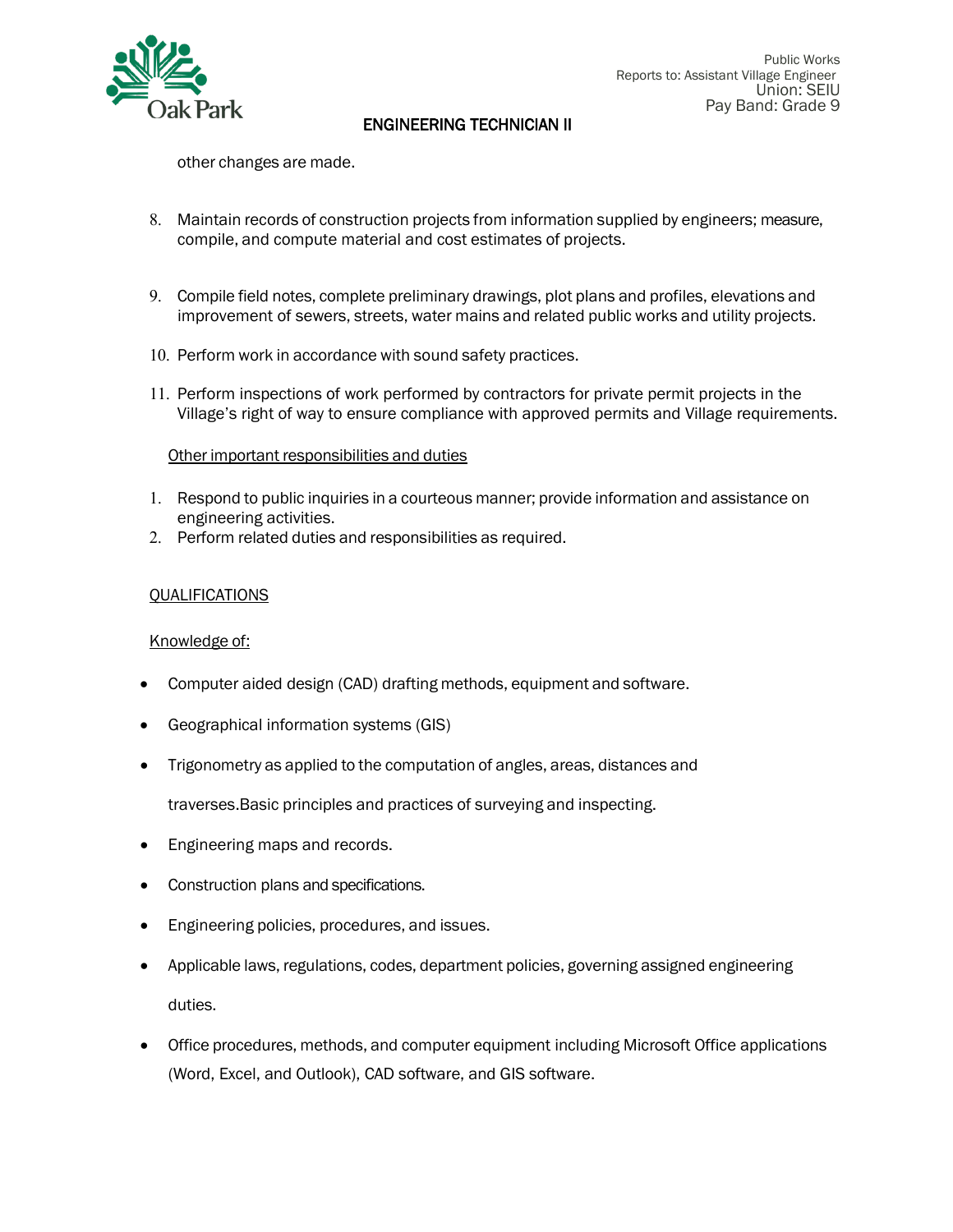other changes are made.

8. Maintain records of construction projects from information supplied by engineers; measure, compile, and compute material and cost estimates of projects.

9. Compile field notes, complete preliminary drawings, plot plans and profiles, elevations and improvement of sewers, streets, water mains and related public works and utility projects.

10. Perform work in accordance with sound safety practices.

11. Perform inspections of work performed by contractors for private permit projects in the Village's right of way to ensure compliance with approved permits and Village requirements.

Other important responsibilities and duties

1. Respond to public inquiries in a courteous manner; provide information and assistance on engineering activities.
2. Perform related duties and responsibilities as required.

## QUALIFICATIONS

Knowledge of:

- Computer aided design (CAD) drafting methods, equipment and software.
- Geographical information systems (GIS)
- Trigonometry as applied to the computation of angles, areas, distances and traverses.Basic principles and practices of surveying and inspecting.
- Engineering maps and records.
- Construction plans and specifications.
- Engineering policies, procedures, and issues.
- Applicable laws, regulations, codes, department policies, governing assigned engineering duties.
- Office procedures, methods, and computer equipment including Microsoft Office applications (Word, Excel, and Outlook), CAD software, and GIS software.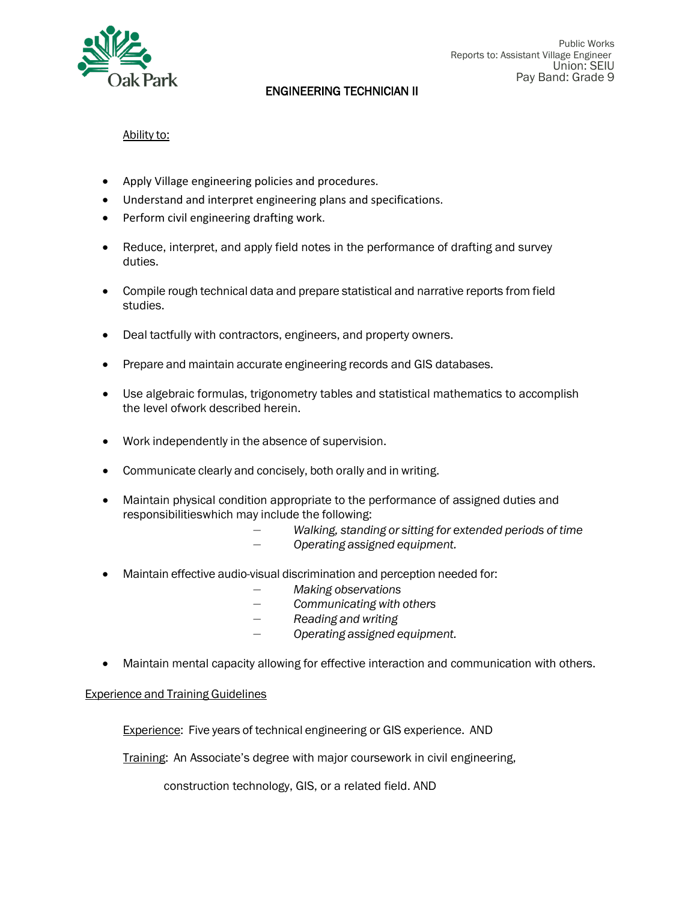Public Works
Reports to: Assistant Village Engineer
Union: SEIU
Pay Band: Grade 9

## ENGINEERING TECHNICIAN II

Ability to:

- Apply Village engineering policies and procedures.
- Understand and interpret engineering plans and specifications.
- Perform civil engineering drafting work.
- Reduce, interpret, and apply field notes in the performance of drafting and survey duties.
- Compile rough technical data and prepare statistical and narrative reports from field studies.
- Deal tactfully with contractors, engineers, and property owners.
- Prepare and maintain accurate engineering records and GIS databases.
- Use algebraic formulas, trigonometry tables and statistical mathematics to accomplish the level ofwork described herein.
- Work independently in the absence of supervision.
- Communicate clearly and concisely, both orally and in writing.
- Maintain physical condition appropriate to the performance of assigned duties and responsibilitieswhich may include the following:
  - *Walking, standing or sitting for extended periods of time*
  - *Operating assigned equipment.*
- Maintain effective audio-visual discrimination and perception needed for:
  - *Making observations*
  - *Communicating with others*
  - *Reading and writing*
  - *Operating assigned equipment.*
- Maintain mental capacity allowing for effective interaction and communication with others.

### Experience and Training Guidelines

Experience: Five years of technical engineering or GIS experience. AND

Training: An Associate's degree with major coursework in civil engineering, construction technology, GIS, or a related field. AND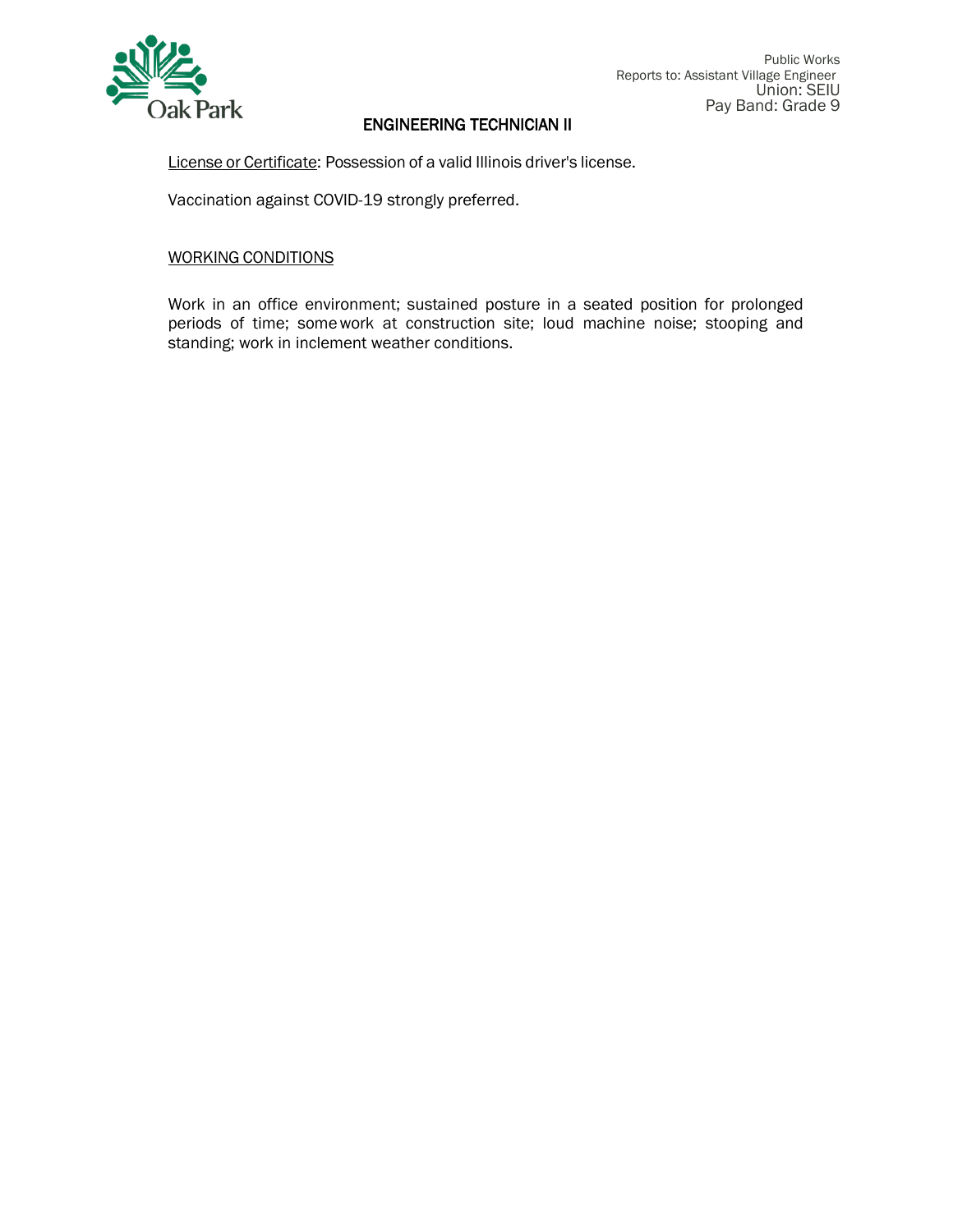License or Certificate: Possession of a valid Illinois driver's license.

Vaccination against COVID-19 strongly preferred.

## WORKING CONDITIONS

Work in an office environment; sustained posture in a seated position for prolonged periods of time; some work at construction site; loud machine noise; stooping and standing; work in inclement weather conditions.